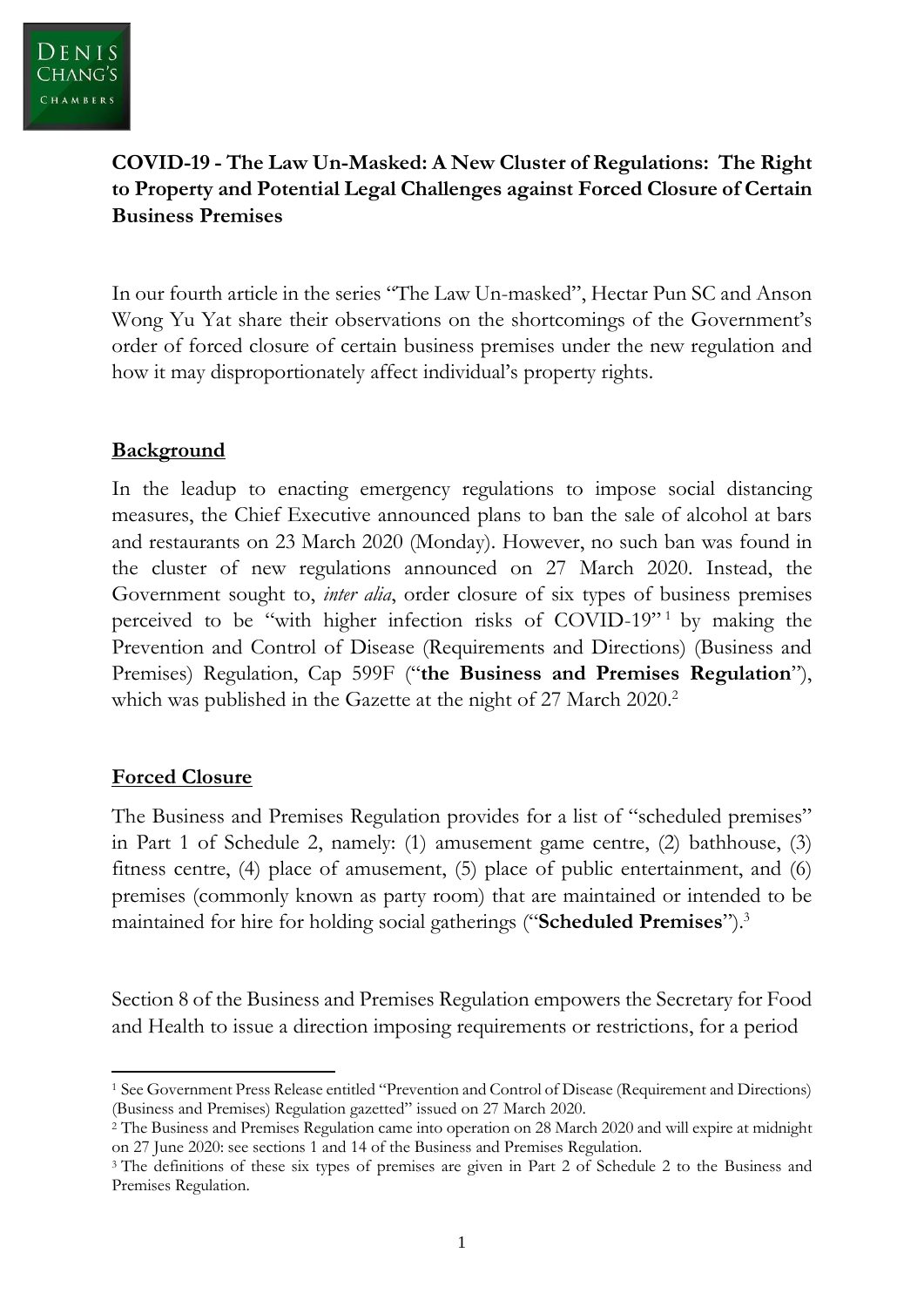**COVID-19 - The Law Un-Masked: A New Cluster of Regulations: The Right to Property and Potential Legal Challenges against Forced Closure of Certain Business Premises**

In our fourth article in the series "The Law Un-masked", Hectar Pun SC and Anson Wong Yu Yat share their observations on the shortcomings of the Government's order of forced closure of certain business premises under the new regulation and how it may disproportionately affect individual's property rights.

**Background**

In the leadup to enacting emergency regulations to impose social distancing measures, the Chief Executive announced plans to ban the sale of alcohol at bars and restaurants on 23 March 2020 (Monday). However, no such ban was found in the cluster of new regulations announced on 27 March 2020. Instead, the Government sought to, *inter alia*, order closure of six types of business premises perceived to be "with higher infection risks of COVID-19"[1] by making the Prevention and Control of Disease (Requirements and Directions) (Business and Premises) Regulation, Cap 599F ("**the Business and Premises Regulation**"), which was published in the Gazette at the night of 27 March 2020.[2]

**Forced Closure**

The Business and Premises Regulation provides for a list of "scheduled premises" in Part 1 of Schedule 2, namely: (1) amusement game centre, (2) bathhouse, (3) fitness centre, (4) place of amusement, (5) place of public entertainment, and (6) premises (commonly known as party room) that are maintained or intended to be maintained for hire for holding social gatherings ("**Scheduled Premises**").[3]

Section 8 of the Business and Premises Regulation empowers the Secretary for Food and Health to issue a direction imposing requirements or restrictions, for a period

---

[1] See Government Press Release entitled "Prevention and Control of Disease (Requirement and Directions) (Business and Premises) Regulation gazetted" issued on 27 March 2020.

[2] The Business and Premises Regulation came into operation on 28 March 2020 and will expire at midnight on 27 June 2020: see sections 1 and 14 of the Business and Premises Regulation.

[3] The definitions of these six types of premises are given in Part 2 of Schedule 2 to the Business and Premises Regulation.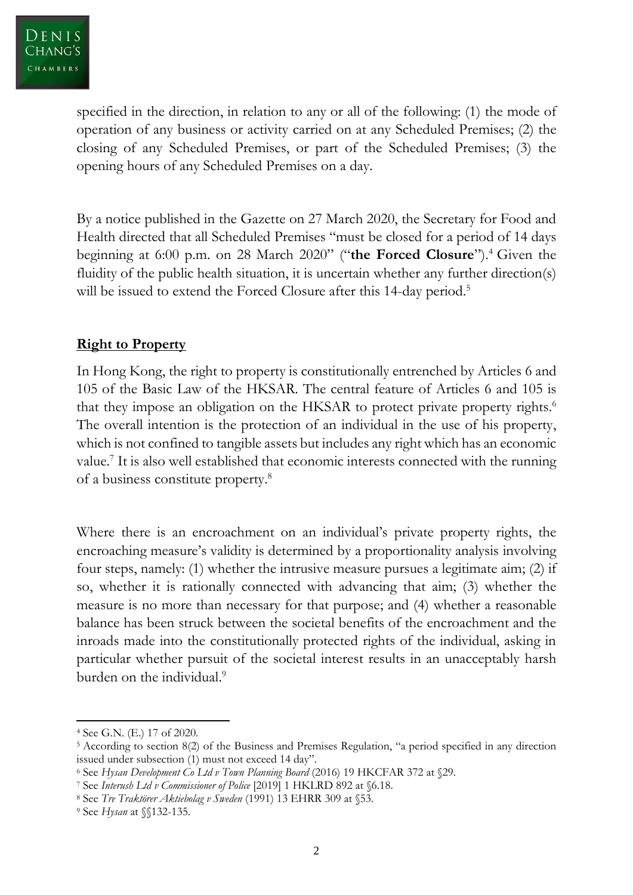specified in the direction, in relation to any or all of the following: (1) the mode of operation of any business or activity carried on at any Scheduled Premises; (2) the closing of any Scheduled Premises, or part of the Scheduled Premises; (3) the opening hours of any Scheduled Premises on a day.

By a notice published in the Gazette on 27 March 2020, the Secretary for Food and Health directed that all Scheduled Premises "must be closed for a period of 14 days beginning at 6:00 p.m. on 28 March 2020" ("**the Forced Closure**").[4] Given the fluidity of the public health situation, it is uncertain whether any further direction(s) will be issued to extend the Forced Closure after this 14-day period.[5]

## Right to Property

In Hong Kong, the right to property is constitutionally entrenched by Articles 6 and 105 of the Basic Law of the HKSAR. The central feature of Articles 6 and 105 is that they impose an obligation on the HKSAR to protect private property rights.[6] The overall intention is the protection of an individual in the use of his property, which is not confined to tangible assets but includes any right which has an economic value.[7] It is also well established that economic interests connected with the running of a business constitute property.[8]

Where there is an encroachment on an individual's private property rights, the encroaching measure's validity is determined by a proportionality analysis involving four steps, namely: (1) whether the intrusive measure pursues a legitimate aim; (2) if so, whether it is rationally connected with advancing that aim; (3) whether the measure is no more than necessary for that purpose; and (4) whether a reasonable balance has been struck between the societal benefits of the encroachment and the inroads made into the constitutionally protected rights of the individual, asking in particular whether pursuit of the societal interest results in an unacceptably harsh burden on the individual.[9]

---

[4] See G.N. (E.) 17 of 2020.

[5] According to section 8(2) of the Business and Premises Regulation, "a period specified in any direction issued under subsection (1) must not exceed 14 day".

[6] See *Hysan Development Co Ltd v Town Planning Board* (2016) 19 HKCFAR 372 at §29.

[7] See *Interush Ltd v Commissioner of Police* [2019] 1 HKLRD 892 at §6.18.

[8] See *Tre Traktörer Aktiebolag v Sweden* (1991) 13 EHRR 309 at §53.

[9] See *Hysan* at §§132-135.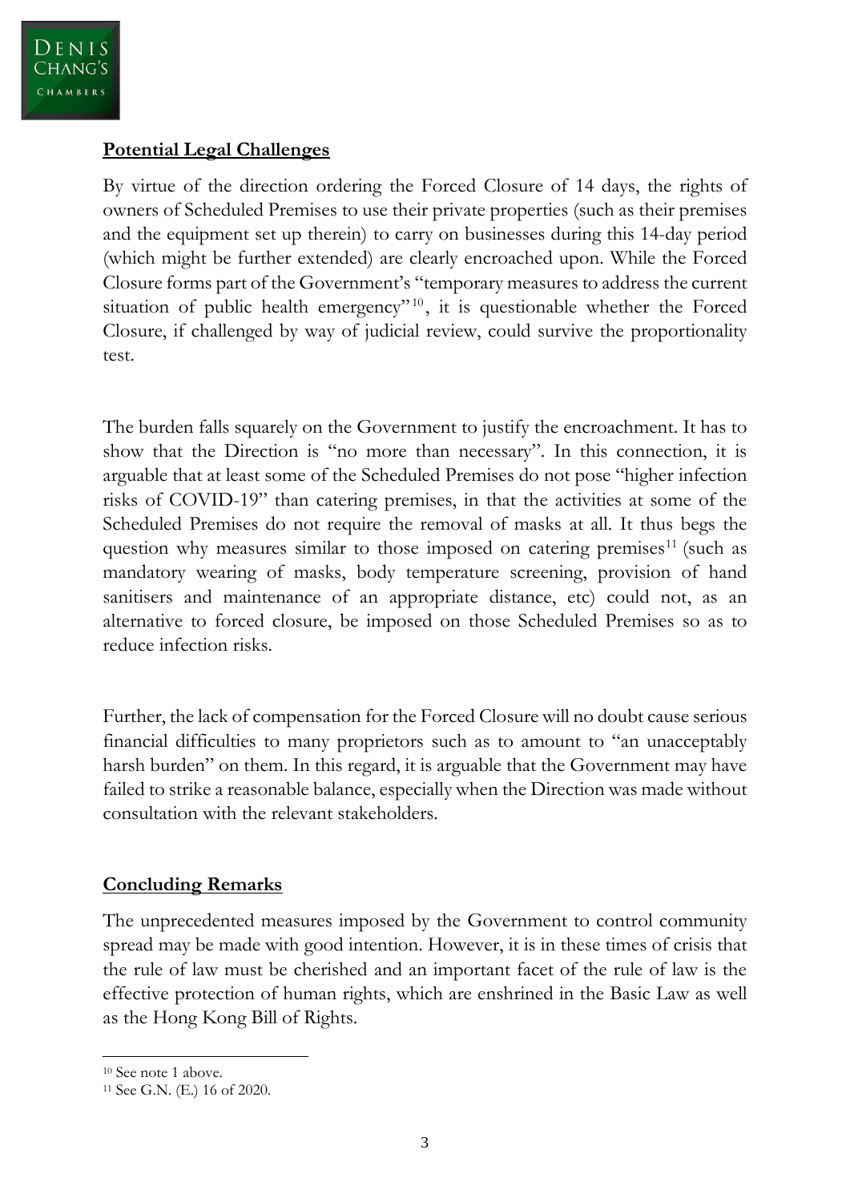## **Potential Legal Challenges**

By virtue of the direction ordering the Forced Closure of 14 days, the rights of owners of Scheduled Premises to use their private properties (such as their premises and the equipment set up therein) to carry on businesses during this 14-day period (which might be further extended) are clearly encroached upon. While the Forced Closure forms part of the Government's "temporary measures to address the current situation of public health emergency"[10], it is questionable whether the Forced Closure, if challenged by way of judicial review, could survive the proportionality test.

The burden falls squarely on the Government to justify the encroachment. It has to show that the Direction is "no more than necessary". In this connection, it is arguable that at least some of the Scheduled Premises do not pose "higher infection risks of COVID-19" than catering premises, in that the activities at some of the Scheduled Premises do not require the removal of masks at all. It thus begs the question why measures similar to those imposed on catering premises[11] (such as mandatory wearing of masks, body temperature screening, provision of hand sanitisers and maintenance of an appropriate distance, etc) could not, as an alternative to forced closure, be imposed on those Scheduled Premises so as to reduce infection risks.

Further, the lack of compensation for the Forced Closure will no doubt cause serious financial difficulties to many proprietors such as to amount to "an unacceptably harsh burden" on them. In this regard, it is arguable that the Government may have failed to strike a reasonable balance, especially when the Direction was made without consultation with the relevant stakeholders.

## **Concluding Remarks**

The unprecedented measures imposed by the Government to control community spread may be made with good intention. However, it is in these times of crisis that the rule of law must be cherished and an important facet of the rule of law is the effective protection of human rights, which are enshrined in the Basic Law as well as the Hong Kong Bill of Rights.

---

[10] See note 1 above.

[11] See G.N. (E.) 16 of 2020.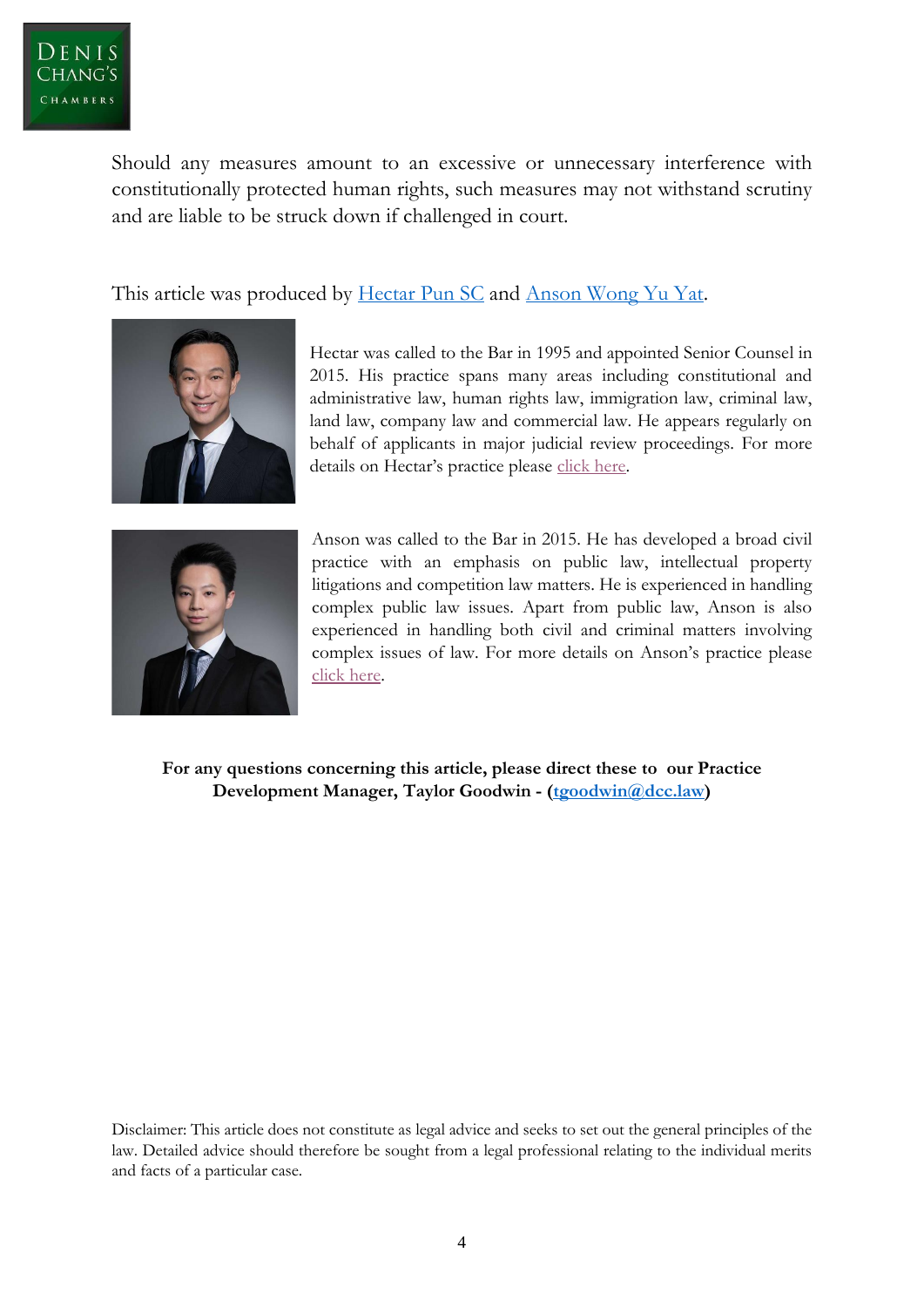Should any measures amount to an excessive or unnecessary interference with constitutionally protected human rights, such measures may not withstand scrutiny and are liable to be struck down if challenged in court.

This article was produced by Hectar Pun SC and Anson Wong Yu Yat.

Hectar was called to the Bar in 1995 and appointed Senior Counsel in 2015. His practice spans many areas including constitutional and administrative law, human rights law, immigration law, criminal law, land law, company law and commercial law. He appears regularly on behalf of applicants in major judicial review proceedings. For more details on Hectar's practice please click here.

Anson was called to the Bar in 2015. He has developed a broad civil practice with an emphasis on public law, intellectual property litigations and competition law matters. He is experienced in handling complex public law issues. Apart from public law, Anson is also experienced in handling both civil and criminal matters involving complex issues of law. For more details on Anson's practice please click here.

**For any questions concerning this article, please direct these to our Practice Development Manager, Taylor Goodwin - (tgoodwin@dcc.law)**

Disclaimer: This article does not constitute as legal advice and seeks to set out the general principles of the law. Detailed advice should therefore be sought from a legal professional relating to the individual merits and facts of a particular case.